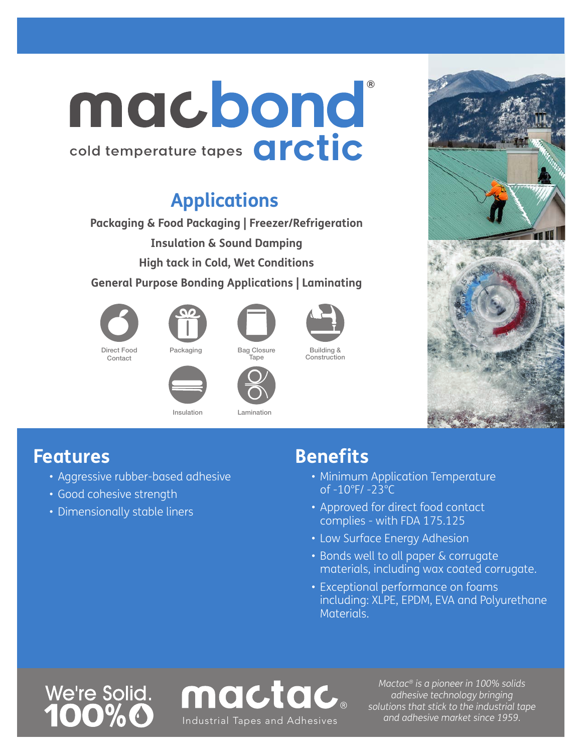# macbond® arctic

cold temperature tapes

## Applications

**Packaging & Food Packaging | Freezer/Refrigeration**

**Insulation & Sound Damping**

**High tack in Cold, Wet Conditions**

**General Purpose Bonding Applications | Laminating**

Direct Food Contact

Packaging

Bag Closure Tape

Building & Construction

Insulation

Lamination

## Features

- Aggressive rubber-based adhesive
- Good cohesive strength
- Dimensionally stable liners

## Benefits

- Minimum Application Temperature of -10°F/ -23°C
- Approved for direct food contact complies - with FDA 175.125
- Low Surface Energy Adhesion
- Bonds well to all paper & corrugate materials, including wax coated corrugate.
- Exceptional performance on foams including: XLPE, EPDM, EVA and Polyurethane Materials.

We're Solid. 100%

mactac®

Industrial Tapes and Adhesives

*Mactac® is a pioneer in 100% solids adhesive technology bringing solutions that stick to the industrial tape and adhesive market since 1959.*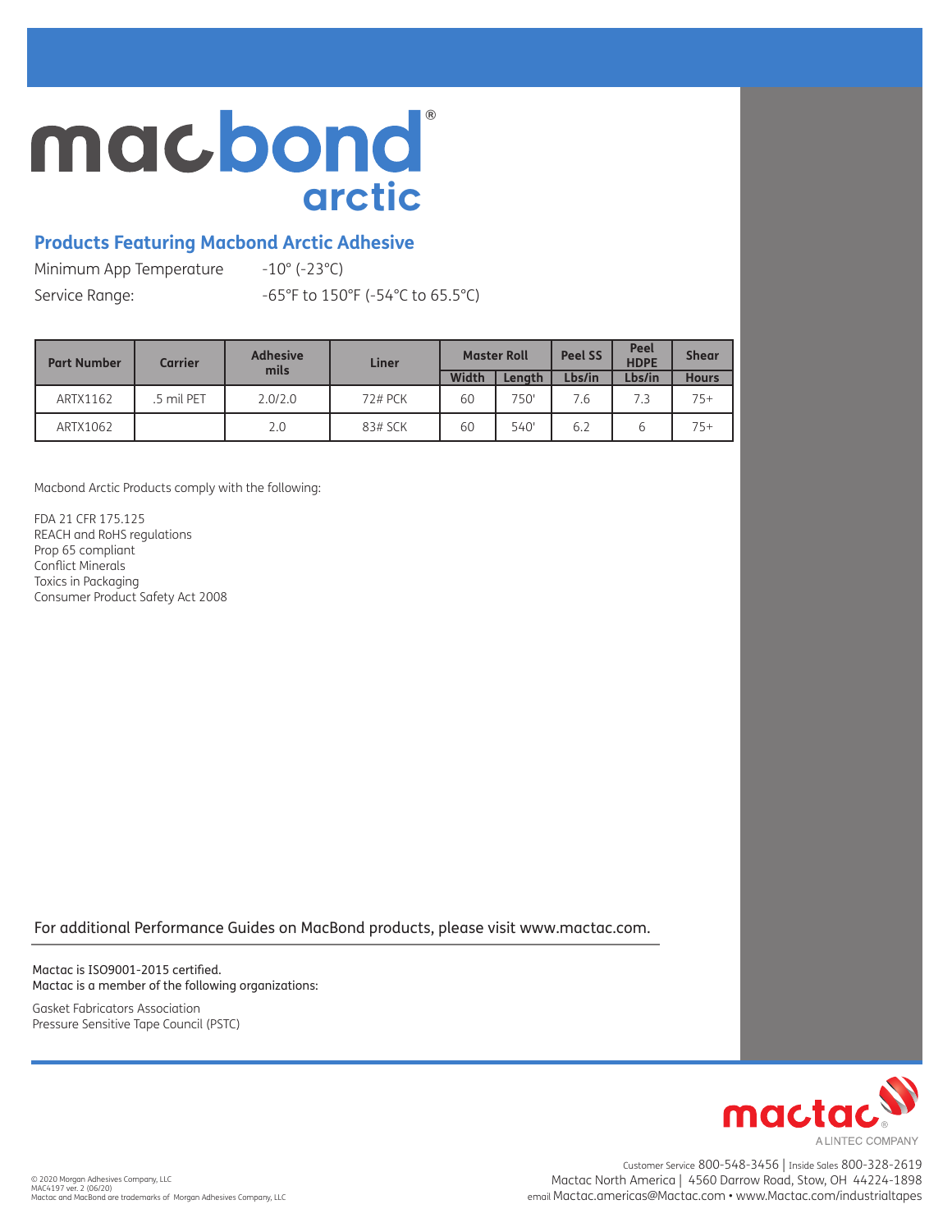# macbond arctic

## Products Featuring Macbond Arctic Adhesive

Minimum App Temperature -10° (-23°C)

Service Range: -65°F to 150°F (-54°C to 65.5°C)

| Part Number | Carrier | Adhesive mils | Liner | Master Roll | | Peel SS | Peel HDPE | Shear |
|---|---|---|---|---|---|---|---|---|
| | | | | Width | Length | Lbs/in | Lbs/in | Hours |
| ARTX1162 | .5 mil PET | 2.0/2.0 | 72# PCK | 60 | 750' | 7.6 | 7.3 | 75+ |
| ARTX1062 | | 2.0 | 83# SCK | 60 | 540' | 6.2 | 6 | 75+ |

Macbond Arctic Products comply with the following:

FDA 21 CFR 175.125
REACH and RoHS regulations
Prop 65 compliant
Conflict Minerals
Toxics in Packaging
Consumer Product Safety Act 2008

For additional Performance Guides on MacBond products, please visit www.mactac.com.

Mactac is ISO9001-2015 certified.
Mactac is a member of the following organizations:

Gasket Fabricators Association
Pressure Sensitive Tape Council (PSTC)

mactac® A LINTEC COMPANY

Customer Service 800-548-3456 | Inside Sales 800-328-2619
Mactac North America | 4560 Darrow Road, Stow, OH 44224-1898
email Mactac.americas@Mactac.com • www.Mactac.com/industrialtapes

© 2020 Morgan Adhesives Company, LLC
MAC4197 ver. 2 (06/20)
Mactac and MacBond are trademarks of Morgan Adhesives Company, LLC